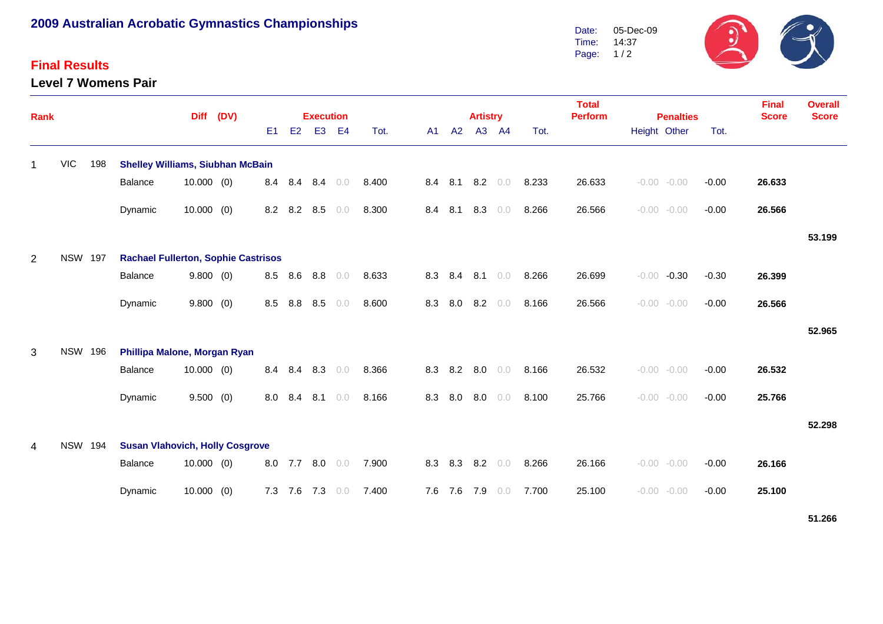# 2009 Australian Acrobatic Gymnastics Championships

Date: 05-Dec-09
Time: 14:37

## Final Results

### Level 7 Womens Pair

| Rank | | | | Diff | (DV) | E1 | E2 | E3 | E4 | Execution Tot. | A1 | A2 | A3 | A4 | Artistry Tot. | Total Perform | Penalties Height | Penalties Other | Penalties Tot. | Final Score | Overall Score |
|---|---|---|---|---|---|---|---|---|---|---|---|---|---|---|---|---|---|---|---|---|---|
| 1 | VIC | 198 | **Shelley Williams, Siubhan McBain** | | | | | | | | | | | | | | | | | | |
| | | | Balance | 10.000 | (0) | 8.4 | 8.4 | 8.4 | 0.0 | 8.400 | 8.4 | 8.1 | 8.2 | 0.0 | 8.233 | 26.633 | -0.00 | -0.00 | -0.00 | **26.633** | |
| | | | Dynamic | 10.000 | (0) | 8.2 | 8.2 | 8.5 | 0.0 | 8.300 | 8.4 | 8.1 | 8.3 | 0.0 | 8.266 | 26.566 | -0.00 | -0.00 | -0.00 | **26.566** | |
| | | | | | | | | | | | | | | | | | | | | | **53.199** |
| 2 | NSW | 197 | **Rachael Fullerton, Sophie Castrisos** | | | | | | | | | | | | | | | | | | |
| | | | Balance | 9.800 | (0) | 8.5 | 8.6 | 8.8 | 0.0 | 8.633 | 8.3 | 8.4 | 8.1 | 0.0 | 8.266 | 26.699 | -0.00 | -0.30 | -0.30 | **26.399** | |
| | | | Dynamic | 9.800 | (0) | 8.5 | 8.8 | 8.5 | 0.0 | 8.600 | 8.3 | 8.0 | 8.2 | 0.0 | 8.166 | 26.566 | -0.00 | -0.00 | -0.00 | **26.566** | |
| | | | | | | | | | | | | | | | | | | | | | **52.965** |
| 3 | NSW | 196 | **Phillipa Malone, Morgan Ryan** | | | | | | | | | | | | | | | | | | |
| | | | Balance | 10.000 | (0) | 8.4 | 8.4 | 8.3 | 0.0 | 8.366 | 8.3 | 8.2 | 8.0 | 0.0 | 8.166 | 26.532 | -0.00 | -0.00 | -0.00 | **26.532** | |
| | | | Dynamic | 9.500 | (0) | 8.0 | 8.4 | 8.1 | 0.0 | 8.166 | 8.3 | 8.0 | 8.0 | 0.0 | 8.100 | 25.766 | -0.00 | -0.00 | -0.00 | **25.766** | |
| | | | | | | | | | | | | | | | | | | | | | **52.298** |
| 4 | NSW | 194 | **Susan Vlahovich, Holly Cosgrove** | | | | | | | | | | | | | | | | | | |
| | | | Balance | 10.000 | (0) | 8.0 | 7.7 | 8.0 | 0.0 | 7.900 | 8.3 | 8.3 | 8.2 | 0.0 | 8.266 | 26.166 | -0.00 | -0.00 | -0.00 | **26.166** | |
| | | | Dynamic | 10.000 | (0) | 7.3 | 7.6 | 7.3 | 0.0 | 7.400 | 7.6 | 7.6 | 7.9 | 0.0 | 7.700 | 25.100 | -0.00 | -0.00 | -0.00 | **25.100** | |
| | | | | | | | | | | | | | | | | | | | | | **51.266** |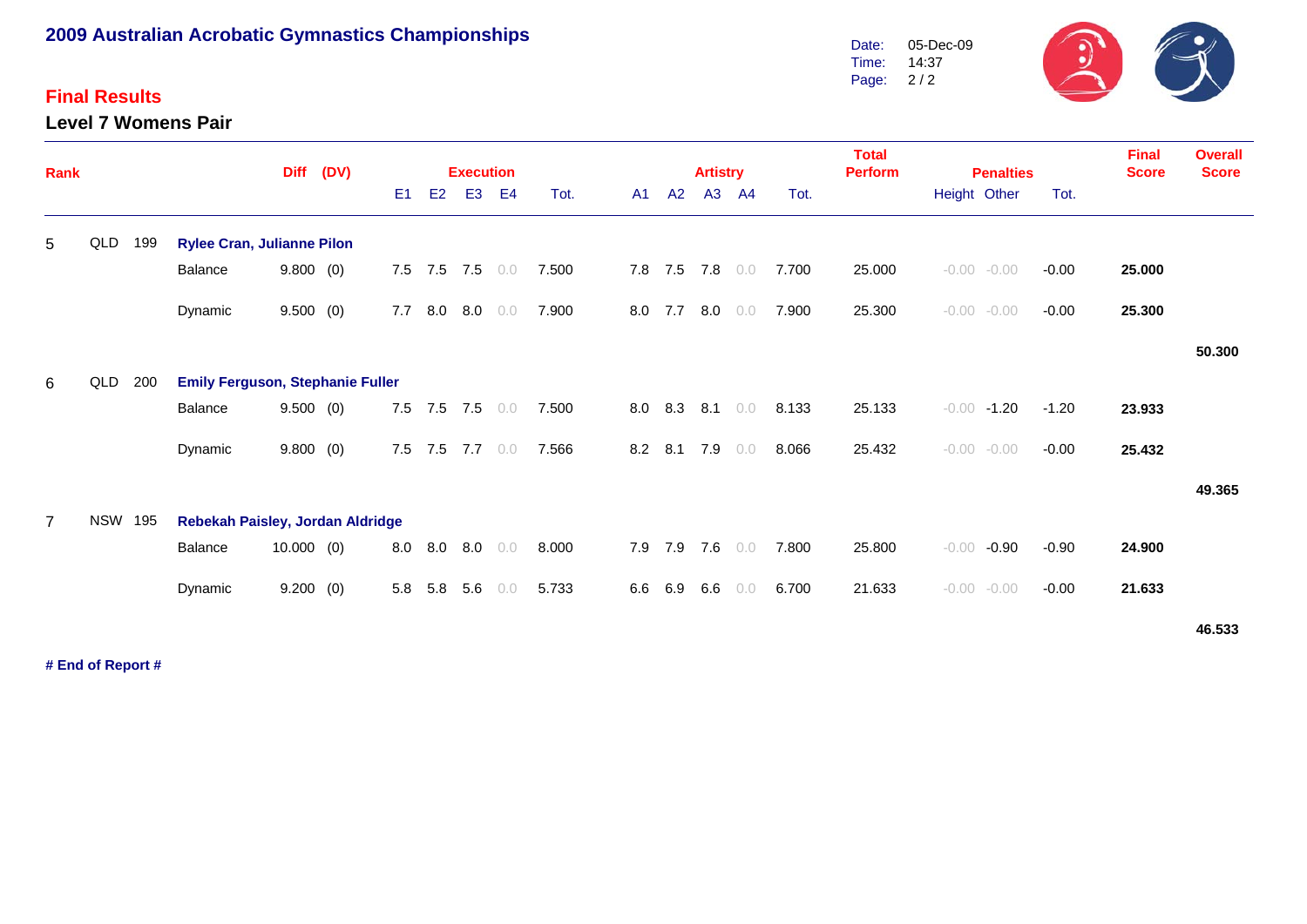## 2009 Australian Acrobatic Gymnastics Championships

Date: 05-Dec-09
Time: 14:37

### Final Results

### Level 7 Womens Pair

| Rank | | | | Diff | (DV) | Execution E1 | E2 | E3 | E4 | Tot. | Artistry A1 | A2 | A3 | A4 | Tot. | Total Perform | Penalties Height | Other | Tot. | Final Score | Overall Score |
|---|---|---|---|---|---|---|---|---|---|---|---|---|---|---|---|---|---|---|---|---|---|
| 5 | QLD | 199 | **Rylee Cran, Julianne Pilon** | | | | | | | | | | | | | | | | | | |
| | | | Balance | 9.800 | (0) | 7.5 | 7.5 | 7.5 | 0.0 | 7.500 | 7.8 | 7.5 | 7.8 | 0.0 | 7.700 | 25.000 | -0.00 | -0.00 | -0.00 | **25.000** | |
| | | | Dynamic | 9.500 | (0) | 7.7 | 8.0 | 8.0 | 0.0 | 7.900 | 8.0 | 7.7 | 8.0 | 0.0 | 7.900 | 25.300 | -0.00 | -0.00 | -0.00 | **25.300** | |
| | | | | | | | | | | | | | | | | | | | | | **50.300** |
| 6 | QLD | 200 | **Emily Ferguson, Stephanie Fuller** | | | | | | | | | | | | | | | | | | |
| | | | Balance | 9.500 | (0) | 7.5 | 7.5 | 7.5 | 0.0 | 7.500 | 8.0 | 8.3 | 8.1 | 0.0 | 8.133 | 25.133 | -0.00 | -1.20 | -1.20 | **23.933** | |
| | | | Dynamic | 9.800 | (0) | 7.5 | 7.5 | 7.7 | 0.0 | 7.566 | 8.2 | 8.1 | 7.9 | 0.0 | 8.066 | 25.432 | -0.00 | -0.00 | -0.00 | **25.432** | |
| | | | | | | | | | | | | | | | | | | | | | **49.365** |
| 7 | NSW | 195 | **Rebekah Paisley, Jordan Aldridge** | | | | | | | | | | | | | | | | | | |
| | | | Balance | 10.000 | (0) | 8.0 | 8.0 | 8.0 | 0.0 | 8.000 | 7.9 | 7.9 | 7.6 | 0.0 | 7.800 | 25.800 | -0.00 | -0.90 | -0.90 | **24.900** | |
| | | | Dynamic | 9.200 | (0) | 5.8 | 5.8 | 5.6 | 0.0 | 5.733 | 6.6 | 6.9 | 6.6 | 0.0 | 6.700 | 21.633 | -0.00 | -0.00 | -0.00 | **21.633** | |
| | | | | | | | | | | | | | | | | | | | | | **46.533** |

**# End of Report #**